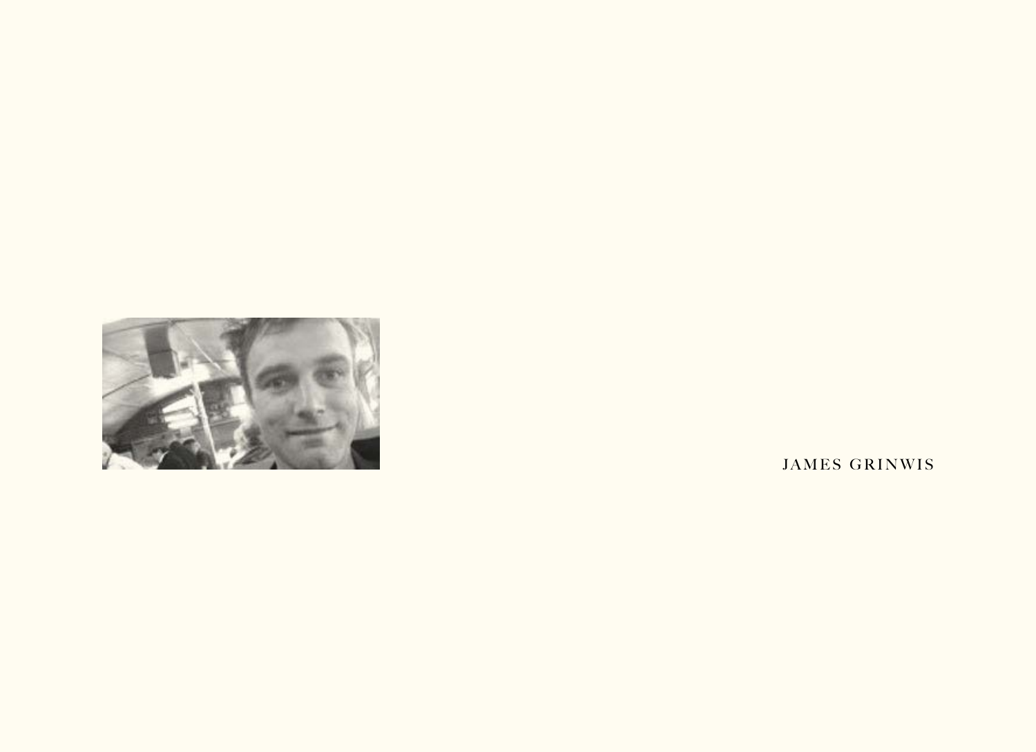JAMES GRINWIS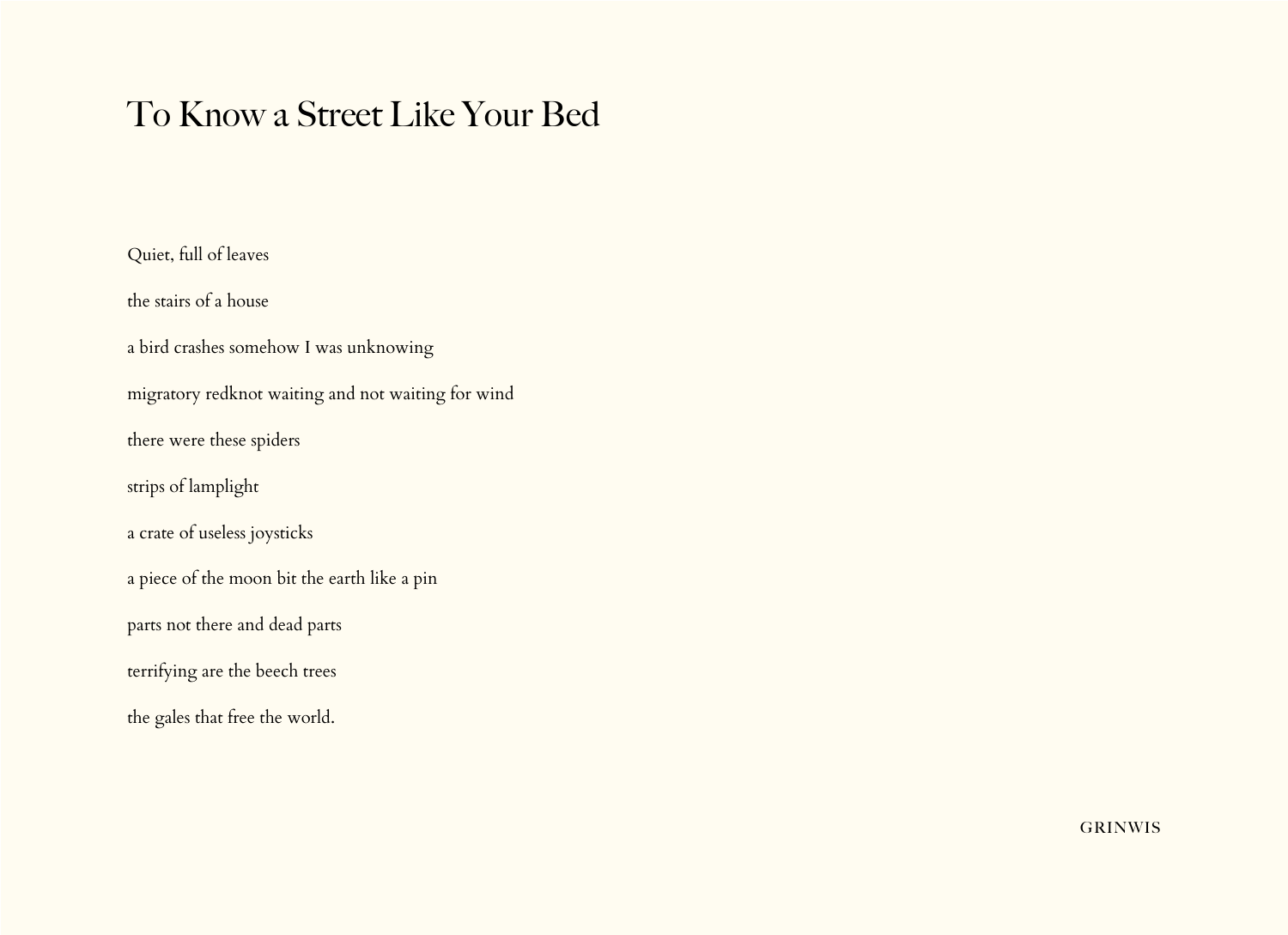# To Know a Street Like Your Bed

Quiet, full of leaves

the stairs of a house

a bird crashes somehow I was unknowing

migratory redknot waiting and not waiting for wind

there were these spiders

strips of lamplight

a crate of useless joysticks

a piece of the moon bit the earth like a pin

parts not there and dead parts

terrifying are the beech trees

the gales that free the world.

GRINWIS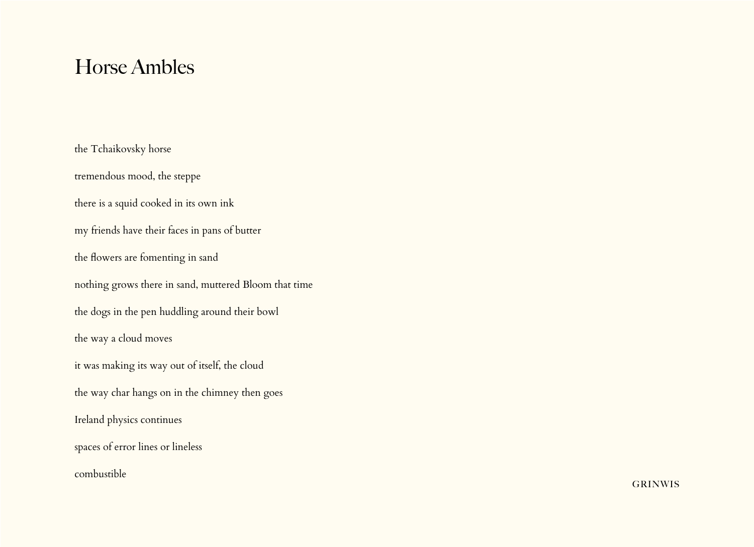# Horse Ambles

the Tchaikovsky horse

tremendous mood, the steppe

there is a squid cooked in its own ink

my friends have their faces in pans of butter

the flowers are fomenting in sand

nothing grows there in sand, muttered Bloom that time

the dogs in the pen huddling around their bowl

the way a cloud moves

it was making its way out of itself, the cloud

the way char hangs on in the chimney then goes

Ireland physics continues

spaces of error lines or lineless

combustible

GRINWIS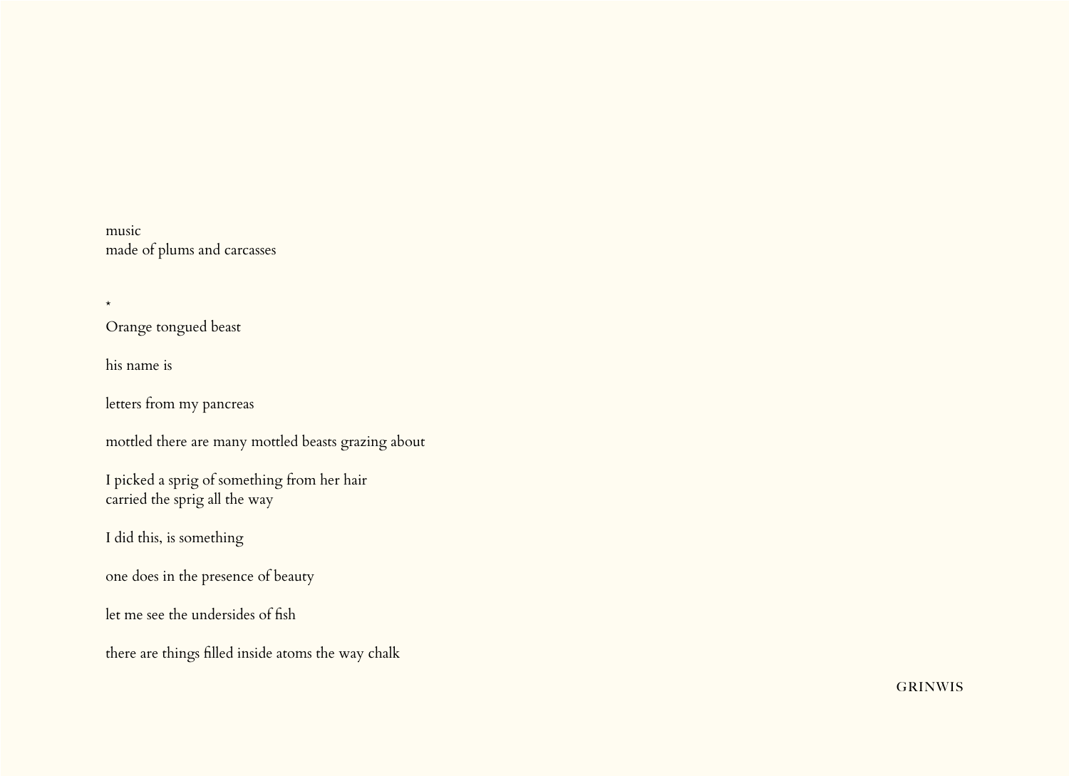music
made of plums and carcasses

*

Orange tongued beast

his name is

letters from my pancreas

mottled there are many mottled beasts grazing about

I picked a sprig of something from her hair
carried the sprig all the way

I did this, is something

one does in the presence of beauty

let me see the undersides of fish

there are things filled inside atoms the way chalk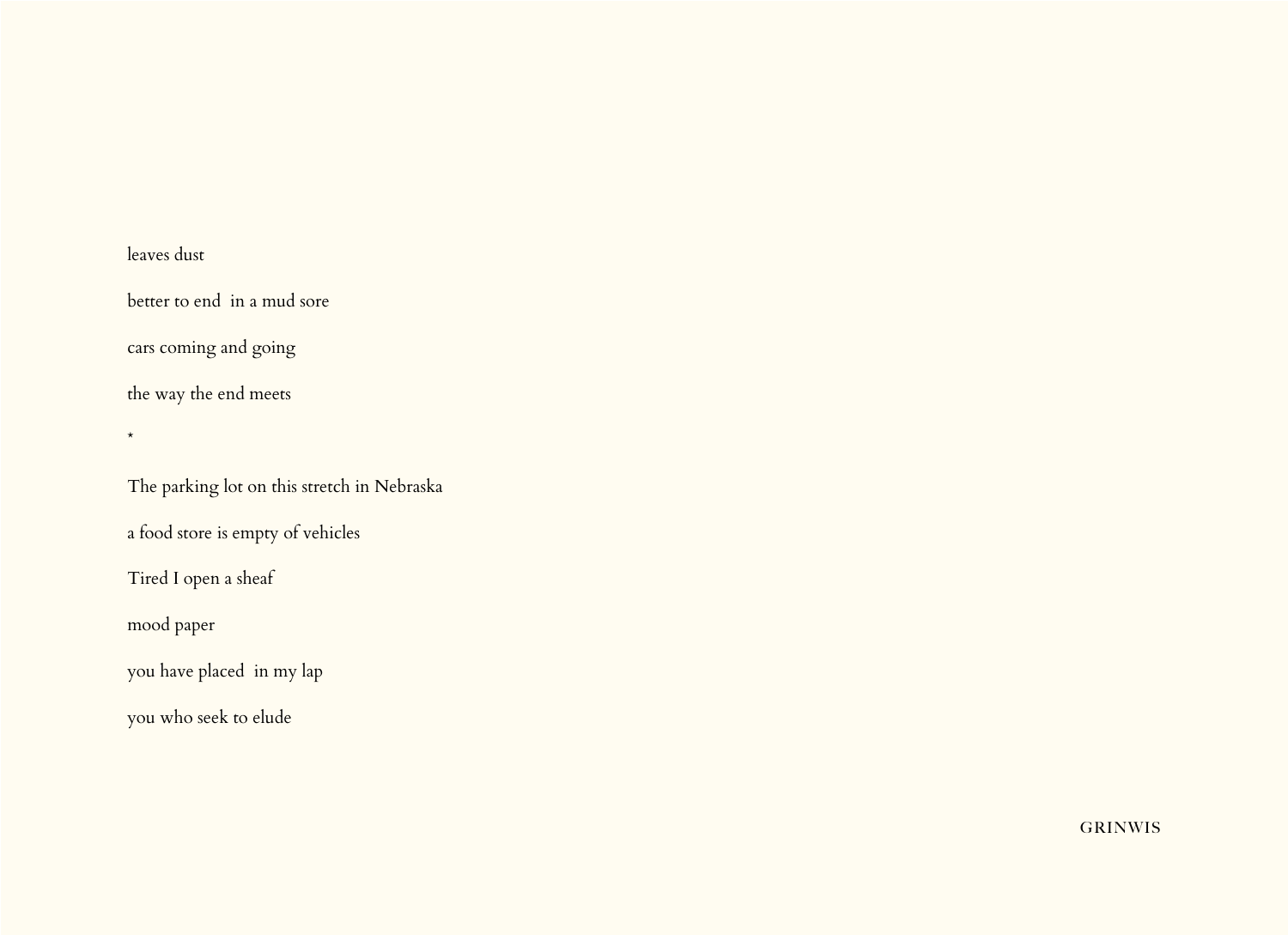leaves dust

better to end  in a mud sore

cars coming and going

the way the end meets

*

The parking lot on this stretch in Nebraska

a food store is empty of vehicles

Tired I open a sheaf

mood paper

you have placed  in my lap

you who seek to elude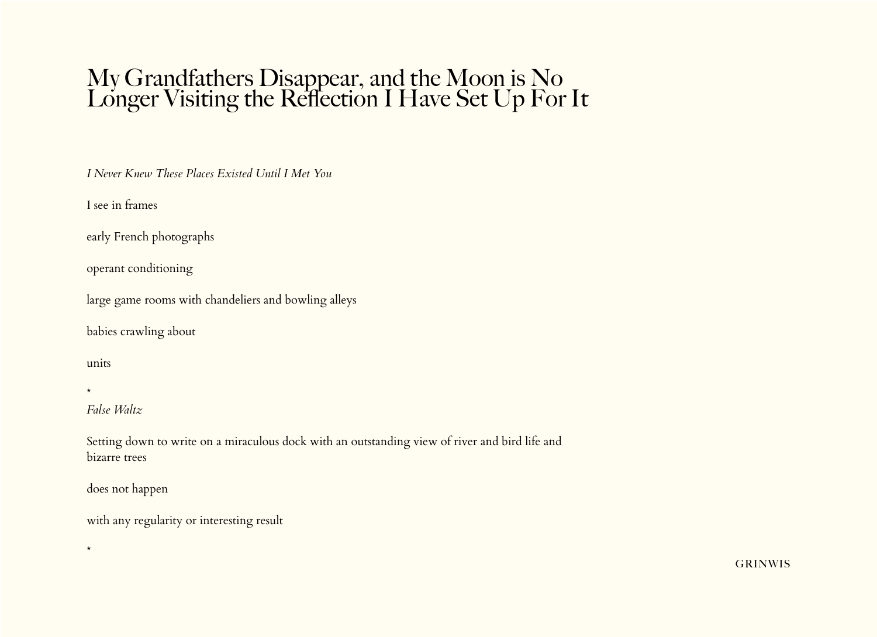# My Grandfathers Disappear, and the Moon is No Longer Visiting the Reflection I Have Set Up For It

*I Never Knew These Places Existed Until I Met You*

I see in frames

early French photographs

operant conditioning

large game rooms with chandeliers and bowling alleys

babies crawling about

units

*

*False Waltz*

Setting down to write on a miraculous dock with an outstanding view of river and bird life and bizarre trees

does not happen

with any regularity or interesting result

*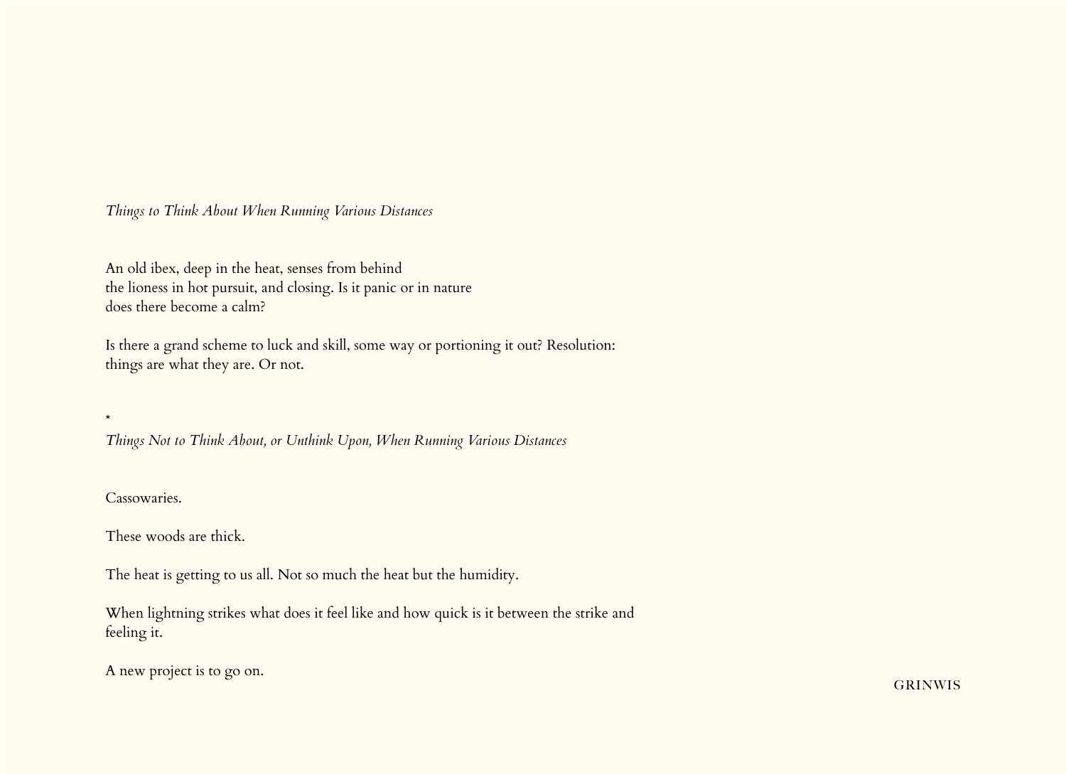*Things to Think About When Running Various Distances*

An old ibex, deep in the heat, senses from behind
the lioness in hot pursuit, and closing. Is it panic or in nature
does there become a calm?

Is there a grand scheme to luck and skill, some way or portioning it out? Resolution:
things are what they are. Or not.

*

*Things Not to Think About, or Unthink Upon, When Running Various Distances*

Cassowaries.

These woods are thick.

The heat is getting to us all. Not so much the heat but the humidity.

When lightning strikes what does it feel like and how quick is it between the strike and
feeling it.

A new project is to go on.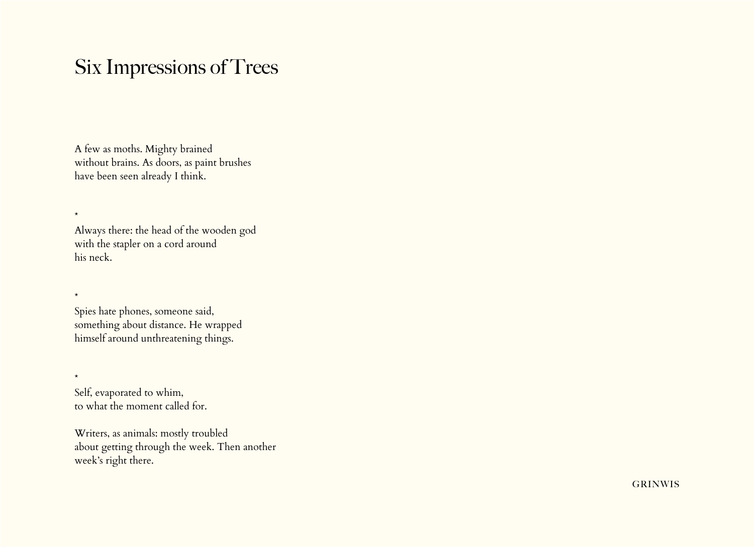# Six Impressions of Trees

A few as moths. Mighty brained
without brains. As doors, as paint brushes
have been seen already I think.

*

Always there: the head of the wooden god
with the stapler on a cord around
his neck.

*

Spies hate phones, someone said,
something about distance. He wrapped
himself around unthreatening things.

*

Self, evaporated to whim,
to what the moment called for.

Writers, as animals: mostly troubled
about getting through the week. Then another
week's right there.

GRINWIS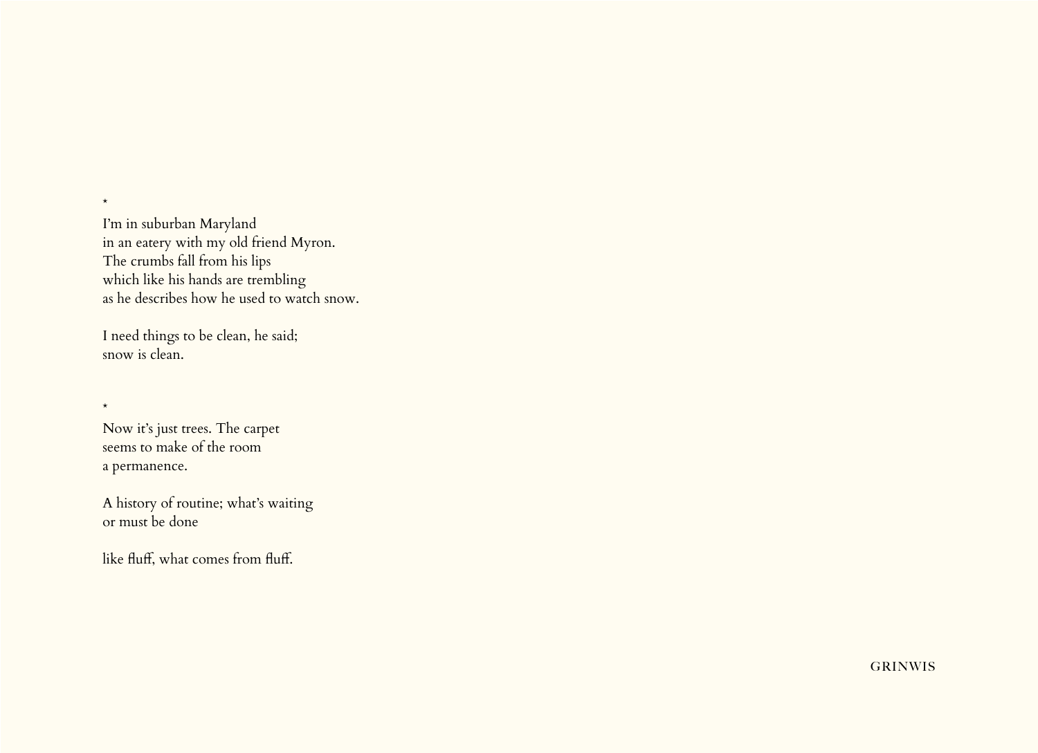*

I'm in suburban Maryland  
in an eatery with my old friend Myron.  
The crumbs fall from his lips  
which like his hands are trembling  
as he describes how he used to watch snow.

I need things to be clean, he said;  
snow is clean.

*

Now it's just trees. The carpet  
seems to make of the room  
a permanence.

A history of routine; what's waiting  
or must be done

like fluff, what comes from fluff.